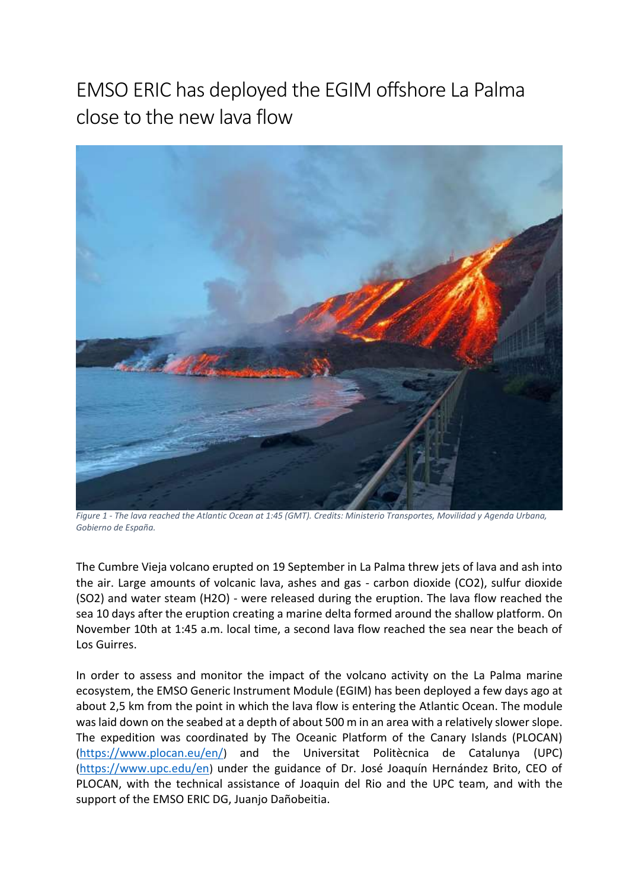# EMSO ERIC has deployed the EGIM offshore La Palma close to the new lava flow

*Figure 1 - The lava reached the Atlantic Ocean at 1:45 (GMT). Credits: Ministerio Transportes, Movilidad y Agenda Urbana, Gobierno de España.*

The Cumbre Vieja volcano erupted on 19 September in La Palma threw jets of lava and ash into the air. Large amounts of volcanic lava, ashes and gas - carbon dioxide ($CO_2$), sulfur dioxide ($SO_2$) and water steam ($H_2O$) - were released during the eruption. The lava flow reached the sea 10 days after the eruption creating a marine delta formed around the shallow platform. On November 10th at 1:45 a.m. local time, a second lava flow reached the sea near the beach of Los Guirres.

In order to assess and monitor the impact of the volcano activity on the La Palma marine ecosystem, the EMSO Generic Instrument Module (EGIM) has been deployed a few days ago at about 2,5 km from the point in which the lava flow is entering the Atlantic Ocean. The module was laid down on the seabed at a depth of about 500 m in an area with a relatively slower slope. The expedition was coordinated by The Oceanic Platform of the Canary Islands (PLOCAN) (https://www.plocan.eu/en/) and the Universitat Politècnica de Catalunya (UPC) (https://www.upc.edu/en) under the guidance of Dr. José Joaquín Hernández Brito, CEO of PLOCAN, with the technical assistance of Joaquin del Rio and the UPC team, and with the support of the EMSO ERIC DG, Juanjo Dañobeitia.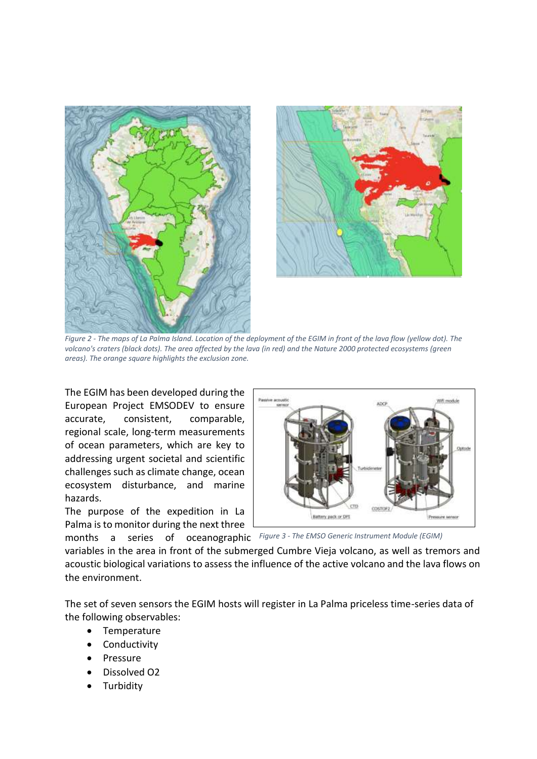Figure 2 - The maps of La Palma Island. Location of the deployment of the EGIM in front of the lava flow (yellow dot). The volcano's craters (black dots). The area affected by the lava (in red) and the Nature 2000 protected ecosystems (green areas). The orange square highlights the exclusion zone.

The EGIM has been developed during the European Project EMSODEV to ensure accurate, consistent, comparable, regional scale, long-term measurements of ocean parameters, which are key to addressing urgent societal and scientific challenges such as climate change, ocean ecosystem disturbance, and marine hazards.

The purpose of the expedition in La Palma is to monitor during the next three months a series of oceanographic variables in the area in front of the submerged Cumbre Vieja volcano, as well as tremors and acoustic biological variations to assess the influence of the active volcano and the lava flows on the environment.

Figure 3 - The EMSO Generic Instrument Module (EGIM)

The set of seven sensors the EGIM hosts will register in La Palma priceless time-series data of the following observables:

- Temperature
- Conductivity
- Pressure
- Dissolved O2
- Turbidity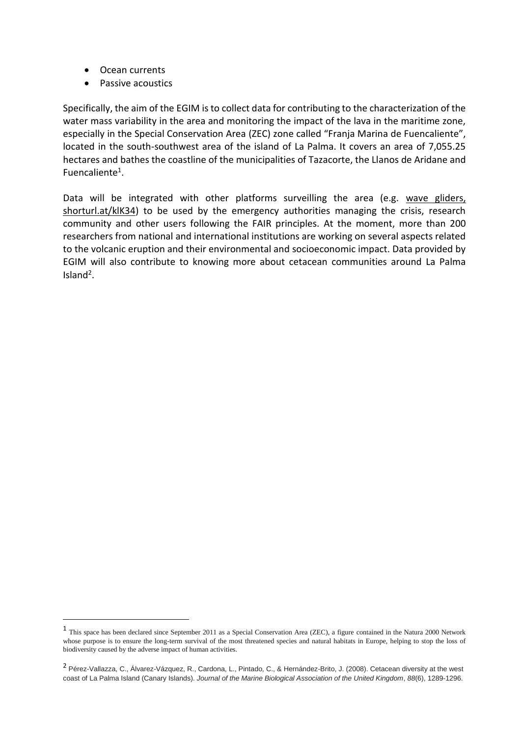- Ocean currents
- Passive acoustics

Specifically, the aim of the EGIM is to collect data for contributing to the characterization of the water mass variability in the area and monitoring the impact of the lava in the maritime zone, especially in the Special Conservation Area (ZEC) zone called "Franja Marina de Fuencaliente", located in the south-southwest area of the island of La Palma. It covers an area of 7,055.25 hectares and bathes the coastline of the municipalities of Tazacorte, the Llanos de Aridane and Fuencaliente[1].

Data will be integrated with other platforms surveilling the area (e.g. wave gliders, shorturl.at/klK34) to be used by the emergency authorities managing the crisis, research community and other users following the FAIR principles. At the moment, more than 200 researchers from national and international institutions are working on several aspects related to the volcanic eruption and their environmental and socioeconomic impact. Data provided by EGIM will also contribute to knowing more about cetacean communities around La Palma Island[2].

---

[1] This space has been declared since September 2011 as a Special Conservation Area (ZEC), a figure contained in the Natura 2000 Network whose purpose is to ensure the long-term survival of the most threatened species and natural habitats in Europe, helping to stop the loss of biodiversity caused by the adverse impact of human activities.

[2] Pérez-Vallazza, C., Álvarez-Vázquez, R., Cardona, L., Pintado, C., & Hernández-Brito, J. (2008). Cetacean diversity at the west coast of La Palma Island (Canary Islands). *Journal of the Marine Biological Association of the United Kingdom*, *88*(6), 1289-1296.